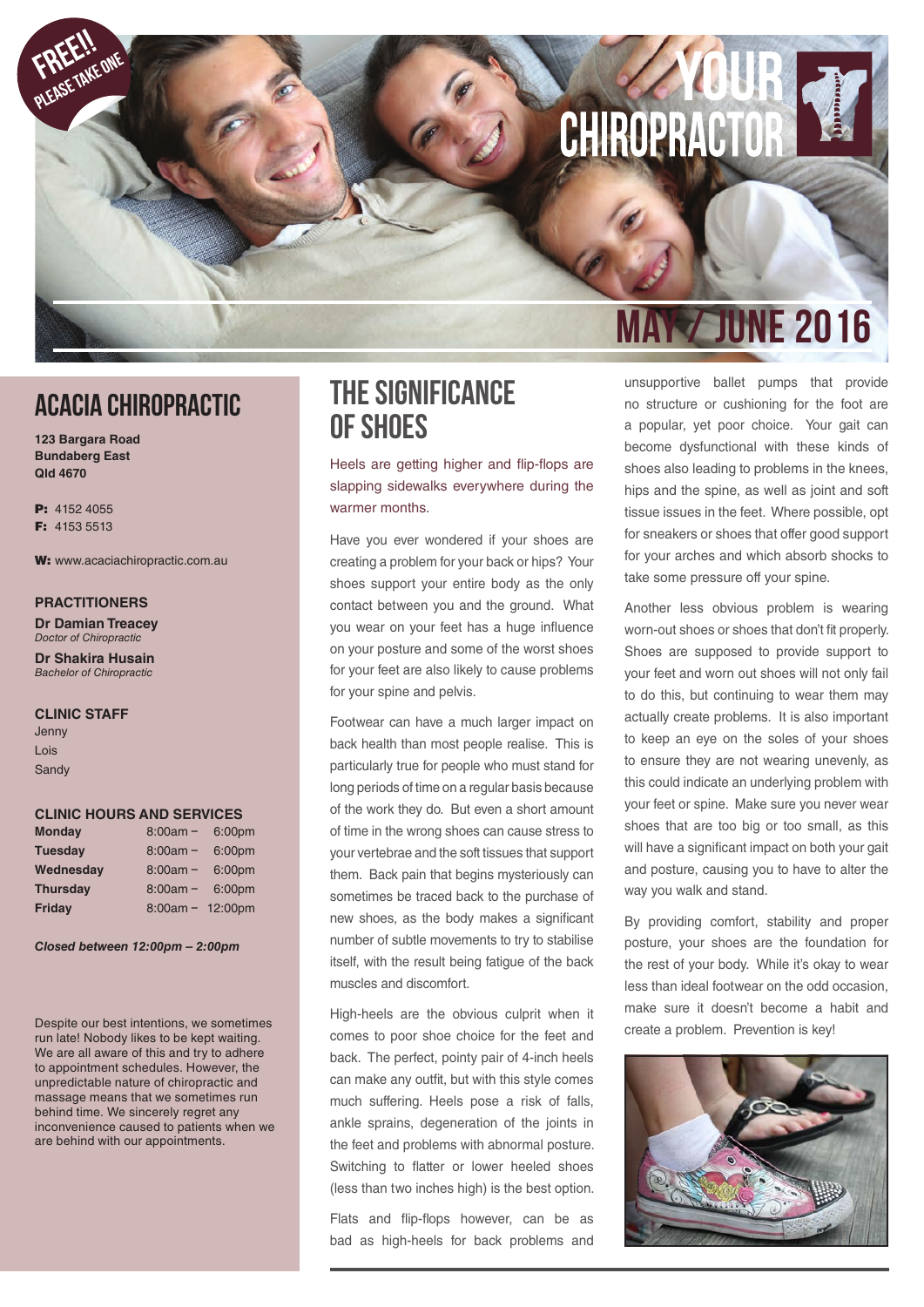FREE!! PLEASE TAKE ONE

# YOUR CHIROPRACTOR

## MAY / JUNE 2016

## ACACIA CHIROPRACTIC

**123 Bargara Road**
**Bundaberg East**
**Qld 4670**

**P:** 4152 4055
**F:** 4153 5513

**W:** www.acaciachiropractic.com.au

### PRACTITIONERS

**Dr Damian Treacey**
*Doctor of Chiropractic*

**Dr Shakira Husain**
*Bachelor of Chiropractic*

### CLINIC STAFF

Jenny
Lois
Sandy

### CLINIC HOURS AND SERVICES

| Day | Hours |
|---|---|
| **Monday** | 8:00am – 6:00pm |
| **Tuesday** | 8:00am – 6:00pm |
| **Wednesday** | 8:00am – 6:00pm |
| **Thursday** | 8:00am – 6:00pm |
| **Friday** | 8:00am – 12:00pm |

***Closed between 12:00pm – 2:00pm***

Despite our best intentions, we sometimes run late! Nobody likes to be kept waiting. We are all aware of this and try to adhere to appointment schedules. However, the unpredictable nature of chiropractic and massage means that we sometimes run behind time. We sincerely regret any inconvenience caused to patients when we are behind with our appointments.

## THE SIGNIFICANCE OF SHOES

Heels are getting higher and flip-flops are slapping sidewalks everywhere during the warmer months.

Have you ever wondered if your shoes are creating a problem for your back or hips? Your shoes support your entire body as the only contact between you and the ground. What you wear on your feet has a huge influence on your posture and some of the worst shoes for your feet are also likely to cause problems for your spine and pelvis.

Footwear can have a much larger impact on back health than most people realise. This is particularly true for people who must stand for long periods of time on a regular basis because of the work they do. But even a short amount of time in the wrong shoes can cause stress to your vertebrae and the soft tissues that support them. Back pain that begins mysteriously can sometimes be traced back to the purchase of new shoes, as the body makes a significant number of subtle movements to try to stabilise itself, with the result being fatigue of the back muscles and discomfort.

High-heels are the obvious culprit when it comes to poor shoe choice for the feet and back. The perfect, pointy pair of 4-inch heels can make any outfit, but with this style comes much suffering. Heels pose a risk of falls, ankle sprains, degeneration of the joints in the feet and problems with abnormal posture. Switching to flatter or lower heeled shoes (less than two inches high) is the best option.

Flats and flip-flops however, can be as bad as high-heels for back problems and unsupportive ballet pumps that provide no structure or cushioning for the foot are a popular, yet poor choice. Your gait can become dysfunctional with these kinds of shoes also leading to problems in the knees, hips and the spine, as well as joint and soft tissue issues in the feet. Where possible, opt for sneakers or shoes that offer good support for your arches and which absorb shocks to take some pressure off your spine.

Another less obvious problem is wearing worn-out shoes or shoes that don't fit properly. Shoes are supposed to provide support to your feet and worn out shoes will not only fail to do this, but continuing to wear them may actually create problems. It is also important to keep an eye on the soles of your shoes to ensure they are not wearing unevenly, as this could indicate an underlying problem with your feet or spine. Make sure you never wear shoes that are too big or too small, as this will have a significant impact on both your gait and posture, causing you to have to alter the way you walk and stand.

By providing comfort, stability and proper posture, your shoes are the foundation for the rest of your body. While it's okay to wear less than ideal footwear on the odd occasion, make sure it doesn't become a habit and create a problem. Prevention is key!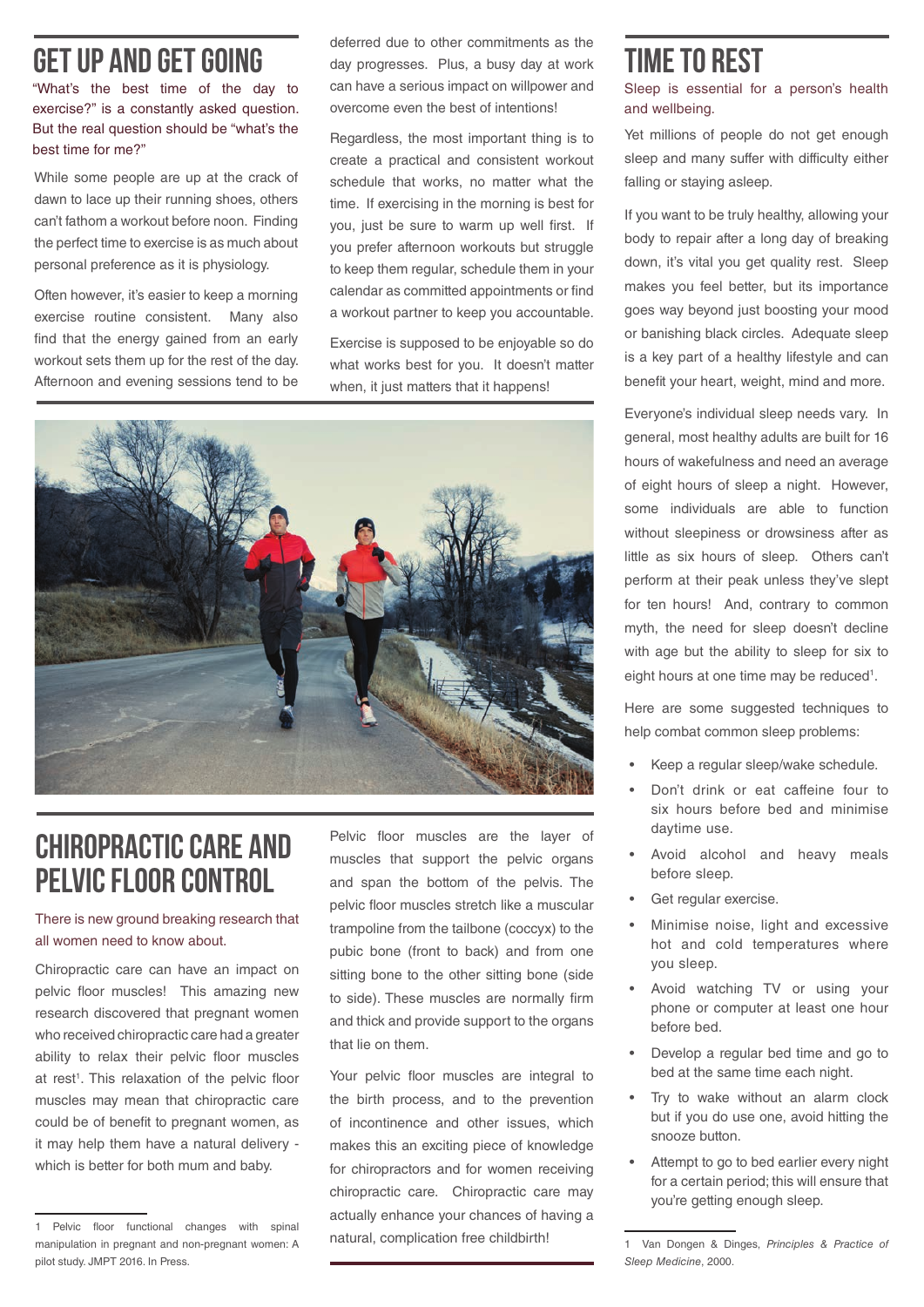## GET UP AND GET GOING

"What's the best time of the day to exercise?" is a constantly asked question. But the real question should be "what's the best time for me?"

While some people are up at the crack of dawn to lace up their running shoes, others can't fathom a workout before noon. Finding the perfect time to exercise is as much about personal preference as it is physiology.

Often however, it's easier to keep a morning exercise routine consistent. Many also find that the energy gained from an early workout sets them up for the rest of the day. Afternoon and evening sessions tend to be deferred due to other commitments as the day progresses. Plus, a busy day at work can have a serious impact on willpower and overcome even the best of intentions!

Regardless, the most important thing is to create a practical and consistent workout schedule that works, no matter what the time. If exercising in the morning is best for you, just be sure to warm up well first. If you prefer afternoon workouts but struggle to keep them regular, schedule them in your calendar as committed appointments or find a workout partner to keep you accountable.

Exercise is supposed to be enjoyable so do what works best for you. It doesn't matter when, it just matters that it happens!

## CHIROPRACTIC CARE AND PELVIC FLOOR CONTROL

There is new ground breaking research that all women need to know about.

Chiropractic care can have an impact on pelvic floor muscles! This amazing new research discovered that pregnant women who received chiropractic care had a greater ability to relax their pelvic floor muscles at rest[1]. This relaxation of the pelvic floor muscles may mean that chiropractic care could be of benefit to pregnant women, as it may help them have a natural delivery - which is better for both mum and baby.

Pelvic floor muscles are the layer of muscles that support the pelvic organs and span the bottom of the pelvis. The pelvic floor muscles stretch like a muscular trampoline from the tailbone (coccyx) to the pubic bone (front to back) and from one sitting bone to the other sitting bone (side to side). These muscles are normally firm and thick and provide support to the organs that lie on them.

Your pelvic floor muscles are integral to the birth process, and to the prevention of incontinence and other issues, which makes this an exciting piece of knowledge for chiropractors and for women receiving chiropractic care. Chiropractic care may actually enhance your chances of having a natural, complication free childbirth!

1 Pelvic floor functional changes with spinal manipulation in pregnant and non-pregnant women: A pilot study. JMPT 2016. In Press.

## TIME TO REST

Sleep is essential for a person's health and wellbeing.

Yet millions of people do not get enough sleep and many suffer with difficulty either falling or staying asleep.

If you want to be truly healthy, allowing your body to repair after a long day of breaking down, it's vital you get quality rest. Sleep makes you feel better, but its importance goes way beyond just boosting your mood or banishing black circles. Adequate sleep is a key part of a healthy lifestyle and can benefit your heart, weight, mind and more.

Everyone's individual sleep needs vary. In general, most healthy adults are built for 16 hours of wakefulness and need an average of eight hours of sleep a night. However, some individuals are able to function without sleepiness or drowsiness after as little as six hours of sleep. Others can't perform at their peak unless they've slept for ten hours! And, contrary to common myth, the need for sleep doesn't decline with age but the ability to sleep for six to eight hours at one time may be reduced[1].

Here are some suggested techniques to help combat common sleep problems:

- Keep a regular sleep/wake schedule.
- Don't drink or eat caffeine four to six hours before bed and minimise daytime use.
- Avoid alcohol and heavy meals before sleep.
- Get regular exercise.
- Minimise noise, light and excessive hot and cold temperatures where you sleep.
- Avoid watching TV or using your phone or computer at least one hour before bed.
- Develop a regular bed time and go to bed at the same time each night.
- Try to wake without an alarm clock but if you do use one, avoid hitting the snooze button.
- Attempt to go to bed earlier every night for a certain period; this will ensure that you're getting enough sleep.

1 Van Dongen & Dinges, *Principles & Practice of Sleep Medicine*, 2000.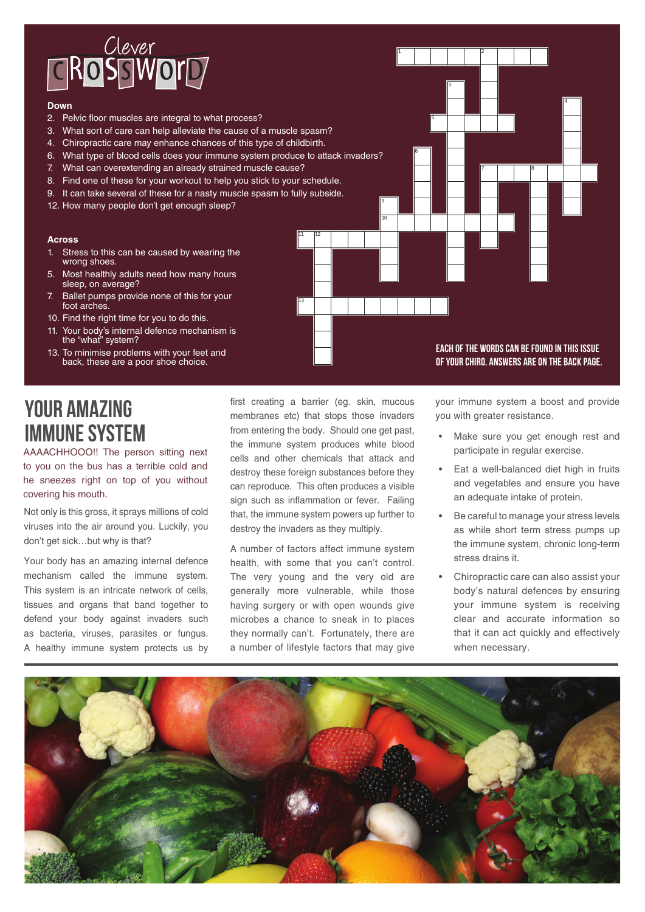# Clever Crossword

**Down**

2. Pelvic floor muscles are integral to what process?
3. What sort of care can help alleviate the cause of a muscle spasm?
4. Chiropractic care may enhance chances of this type of childbirth.
6. What type of blood cells does your immune system produce to attack invaders?
7. What can overextending an already strained muscle cause?
8. Find one of these for your workout to help you stick to your schedule.
9. It can take several of these for a nasty muscle spasm to fully subside.
12. How many people don't get enough sleep?

**Across**

1. Stress to this can be caused by wearing the wrong shoes.
5. Most healthy adults need how many hours sleep, on average?
7. Ballet pumps provide none of this for your foot arches.
10. Find the right time for you to do this.
11. Your body's internal defence mechanism is the "what" system?
13. To minimise problems with your feet and back, these are a poor shoe choice.

**EACH OF THE WORDS CAN BE FOUND IN THIS ISSUE OF YOUR CHIRO. ANSWERS ARE ON THE BACK PAGE.**

# YOUR AMAZING IMMUNE SYSTEM

AAAACHHOOO!! The person sitting next to you on the bus has a terrible cold and he sneezes right on top of you without covering his mouth.

Not only is this gross, it sprays millions of cold viruses into the air around you. Luckily, you don't get sick…but why is that?

Your body has an amazing internal defence mechanism called the immune system. This system is an intricate network of cells, tissues and organs that band together to defend your body against invaders such as bacteria, viruses, parasites or fungus. A healthy immune system protects us by first creating a barrier (eg. skin, mucous membranes etc) that stops those invaders from entering the body. Should one get past, the immune system produces white blood cells and other chemicals that attack and destroy these foreign substances before they can reproduce. This often produces a visible sign such as inflammation or fever. Failing that, the immune system powers up further to destroy the invaders as they multiply.

A number of factors affect immune system health, with some that you can't control. The very young and the very old are generally more vulnerable, while those having surgery or with open wounds give microbes a chance to sneak in to places they normally can't. Fortunately, there are a number of lifestyle factors that may give your immune system a boost and provide you with greater resistance.

- Make sure you get enough rest and participate in regular exercise.
- Eat a well-balanced diet high in fruits and vegetables and ensure you have an adequate intake of protein.
- Be careful to manage your stress levels as while short term stress pumps up the immune system, chronic long-term stress drains it.
- Chiropractic care can also assist your body's natural defences by ensuring your immune system is receiving clear and accurate information so that it can act quickly and effectively when necessary.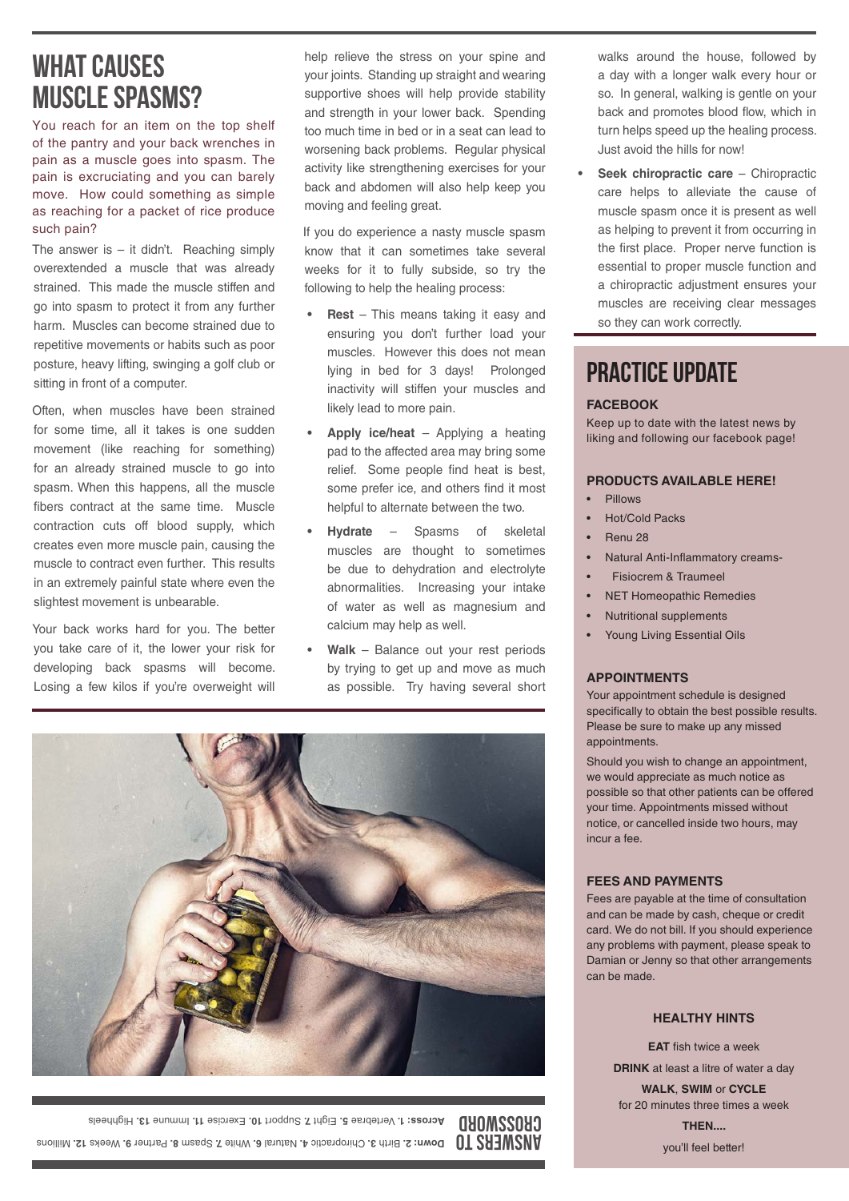# WHAT CAUSES MUSCLE SPASMS?

You reach for an item on the top shelf of the pantry and your back wrenches in pain as a muscle goes into spasm. The pain is excruciating and you can barely move. How could something as simple as reaching for a packet of rice produce such pain?

The answer is – it didn't. Reaching simply overextended a muscle that was already strained. This made the muscle stiffen and go into spasm to protect it from any further harm. Muscles can become strained due to repetitive movements or habits such as poor posture, heavy lifting, swinging a golf club or sitting in front of a computer.

Often, when muscles have been strained for some time, all it takes is one sudden movement (like reaching for something) for an already strained muscle to go into spasm. When this happens, all the muscle fibers contract at the same time. Muscle contraction cuts off blood supply, which creates even more muscle pain, causing the muscle to contract even further. This results in an extremely painful state where even the slightest movement is unbearable.

Your back works hard for you. The better you take care of it, the lower your risk for developing back spasms will become. Losing a few kilos if you're overweight will help relieve the stress on your spine and your joints. Standing up straight and wearing supportive shoes will help provide stability and strength in your lower back. Spending too much time in bed or in a seat can lead to worsening back problems. Regular physical activity like strengthening exercises for your back and abdomen will also help keep you moving and feeling great.

If you do experience a nasty muscle spasm know that it can sometimes take several weeks for it to fully subside, so try the following to help the healing process:

- **Rest** – This means taking it easy and ensuring you don't further load your muscles. However this does not mean lying in bed for 3 days! Prolonged inactivity will stiffen your muscles and likely lead to more pain.
- **Apply ice/heat** – Applying a heating pad to the affected area may bring some relief. Some people find heat is best, some prefer ice, and others find it most helpful to alternate between the two.
- **Hydrate** – Spasms of skeletal muscles are thought to sometimes be due to dehydration and electrolyte abnormalities. Increasing your intake of water as well as magnesium and calcium may help as well.
- **Walk** – Balance out your rest periods by trying to get up and move as much as possible. Try having several short walks around the house, followed by a day with a longer walk every hour or so. In general, walking is gentle on your back and promotes blood flow, which in turn helps speed up the healing process. Just avoid the hills for now!
- **Seek chiropractic care** – Chiropractic care helps to alleviate the cause of muscle spasm once it is present as well as helping to prevent it from occurring in the first place. Proper nerve function is essential to proper muscle function and a chiropractic adjustment ensures your muscles are receiving clear messages so they can work correctly.

## ANSWERS TO CROSSWORD

**Across: 1.** Vertebrae **5.** Eight **7.** Support **10.** Exercise **11.** Immune **13.** Highheels

**Down: 2.** Birth **3.** Chiropractic **4.** Natural **6.** White **7.** Spasm **8.** Partner **9.** Weeks **12.** Millions

# PRACTICE UPDATE

**FACEBOOK**

Keep up to date with the latest news by liking and following our facebook page!

**PRODUCTS AVAILABLE HERE!**

- Pillows
- Hot/Cold Packs
- Renu 28
- Natural Anti-Inflammatory creams-
- Fisiocrem & Traumeel
- NET Homeopathic Remedies
- Nutritional supplements
- Young Living Essential Oils

**APPOINTMENTS**

Your appointment schedule is designed specifically to obtain the best possible results. Please be sure to make up any missed appointments.

Should you wish to change an appointment, we would appreciate as much notice as possible so that other patients can be offered your time. Appointments missed without notice, or cancelled inside two hours, may incur a fee.

**FEES AND PAYMENTS**

Fees are payable at the time of consultation and can be made by cash, cheque or credit card. We do not bill. If you should experience any problems with payment, please speak to Damian or Jenny so that other arrangements can be made.

**HEALTHY HINTS**

**EAT** fish twice a week

**DRINK** at least a litre of water a day

**WALK**, **SWIM** or **CYCLE** for 20 minutes three times a week

**THEN....**

you'll feel better!